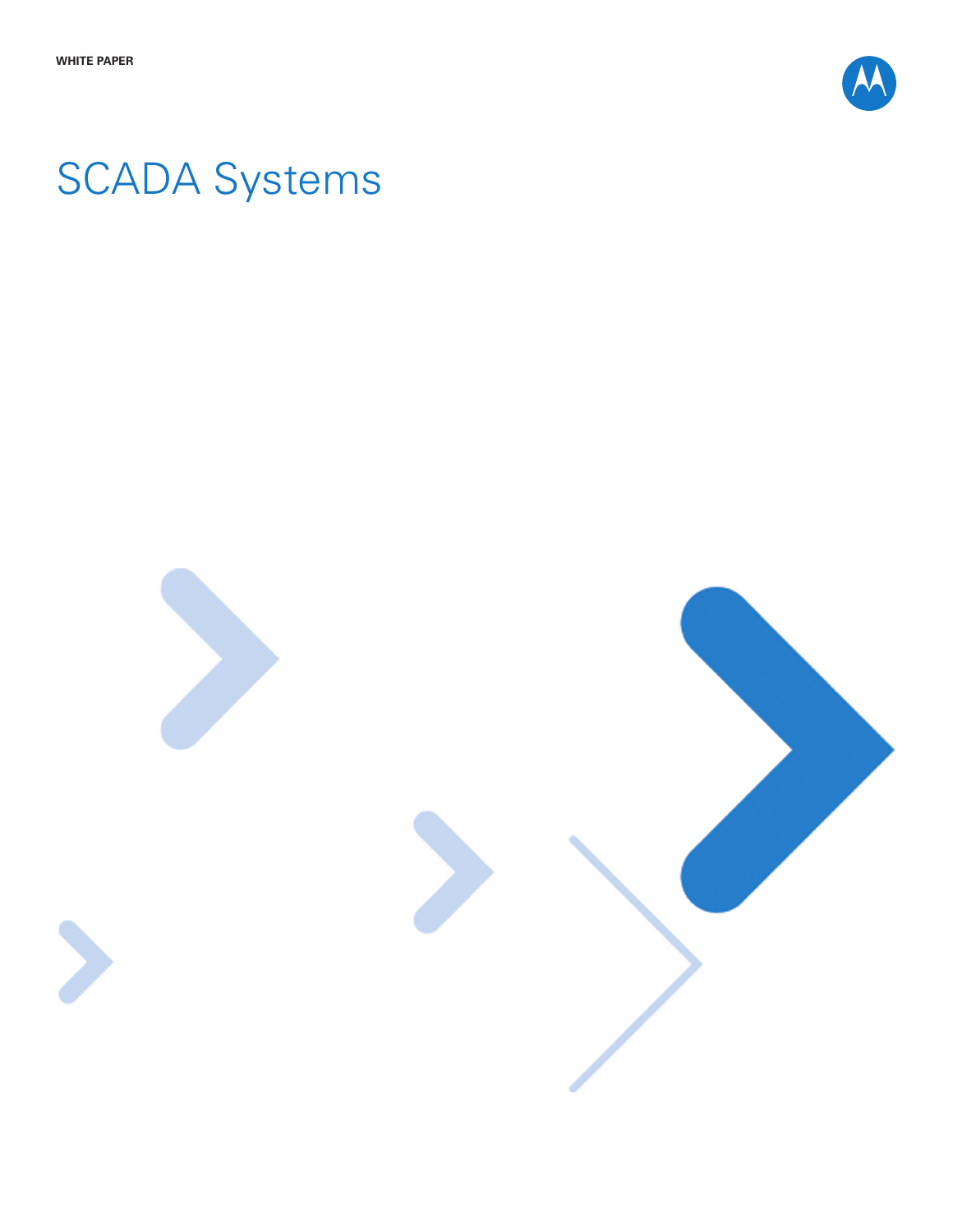WHITE PAPER

# SCADA Systems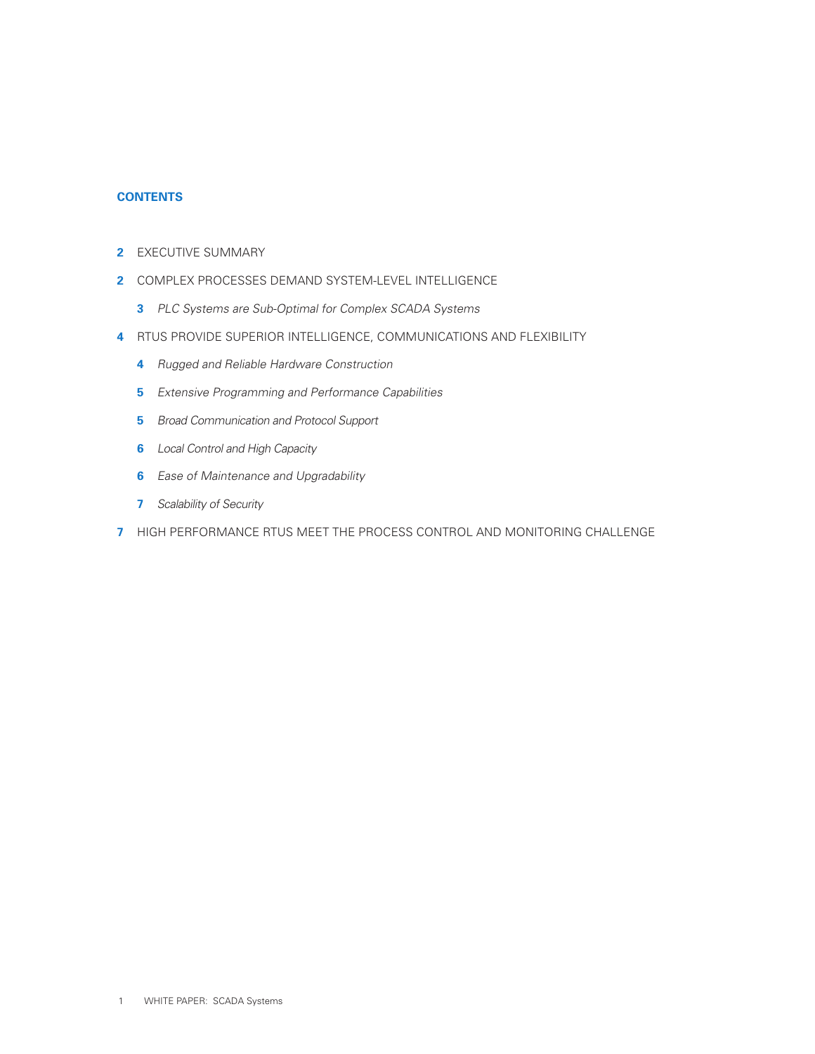## CONTENTS

**2** EXECUTIVE SUMMARY

**2** COMPLEX PROCESSES DEMAND SYSTEM-LEVEL INTELLIGENCE

- **3** *PLC Systems are Sub-Optimal for Complex SCADA Systems*

**4** RTUS PROVIDE SUPERIOR INTELLIGENCE, COMMUNICATIONS AND FLEXIBILITY

- **4** *Rugged and Reliable Hardware Construction*
- **5** *Extensive Programming and Performance Capabilities*
- **5** *Broad Communication and Protocol Support*
- **6** *Local Control and High Capacity*
- **6** *Ease of Maintenance and Upgradability*
- **7** *Scalability of Security*

**7** HIGH PERFORMANCE RTUS MEET THE PROCESS CONTROL AND MONITORING CHALLENGE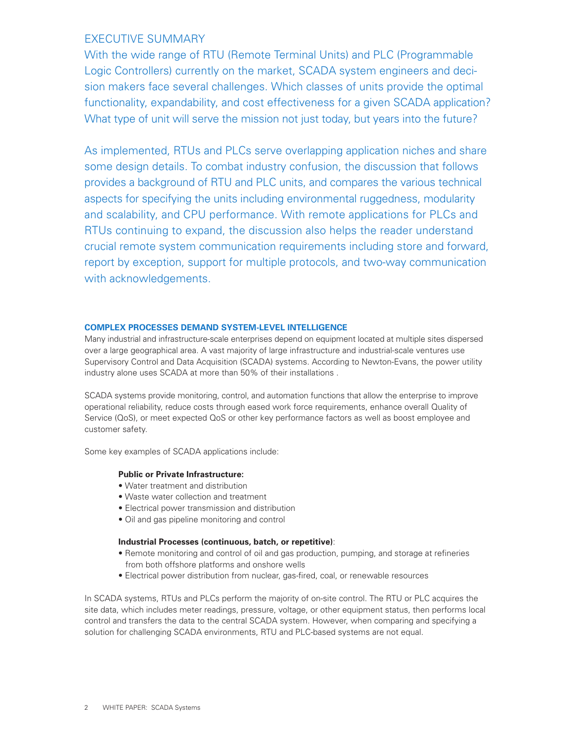## EXECUTIVE SUMMARY

With the wide range of RTU (Remote Terminal Units) and PLC (Programmable Logic Controllers) currently on the market, SCADA system engineers and decision makers face several challenges. Which classes of units provide the optimal functionality, expandability, and cost effectiveness for a given SCADA application? What type of unit will serve the mission not just today, but years into the future?

As implemented, RTUs and PLCs serve overlapping application niches and share some design details. To combat industry confusion, the discussion that follows provides a background of RTU and PLC units, and compares the various technical aspects for specifying the units including environmental ruggedness, modularity and scalability, and CPU performance. With remote applications for PLCs and RTUs continuing to expand, the discussion also helps the reader understand crucial remote system communication requirements including store and forward, report by exception, support for multiple protocols, and two-way communication with acknowledgements.

### COMPLEX PROCESSES DEMAND SYSTEM-LEVEL INTELLIGENCE

Many industrial and infrastructure-scale enterprises depend on equipment located at multiple sites dispersed over a large geographical area. A vast majority of large infrastructure and industrial-scale ventures use Supervisory Control and Data Acquisition (SCADA) systems. According to Newton-Evans, the power utility industry alone uses SCADA at more than 50% of their installations .

SCADA systems provide monitoring, control, and automation functions that allow the enterprise to improve operational reliability, reduce costs through eased work force requirements, enhance overall Quality of Service (QoS), or meet expected QoS or other key performance factors as well as boost employee and customer safety.

Some key examples of SCADA applications include:

**Public or Private Infrastructure:**

- Water treatment and distribution
- Waste water collection and treatment
- Electrical power transmission and distribution
- Oil and gas pipeline monitoring and control

**Industrial Processes (continuous, batch, or repetitive)**:

- Remote monitoring and control of oil and gas production, pumping, and storage at refineries from both offshore platforms and onshore wells
- Electrical power distribution from nuclear, gas-fired, coal, or renewable resources

In SCADA systems, RTUs and PLCs perform the majority of on-site control. The RTU or PLC acquires the site data, which includes meter readings, pressure, voltage, or other equipment status, then performs local control and transfers the data to the central SCADA system. However, when comparing and specifying a solution for challenging SCADA environments, RTU and PLC-based systems are not equal.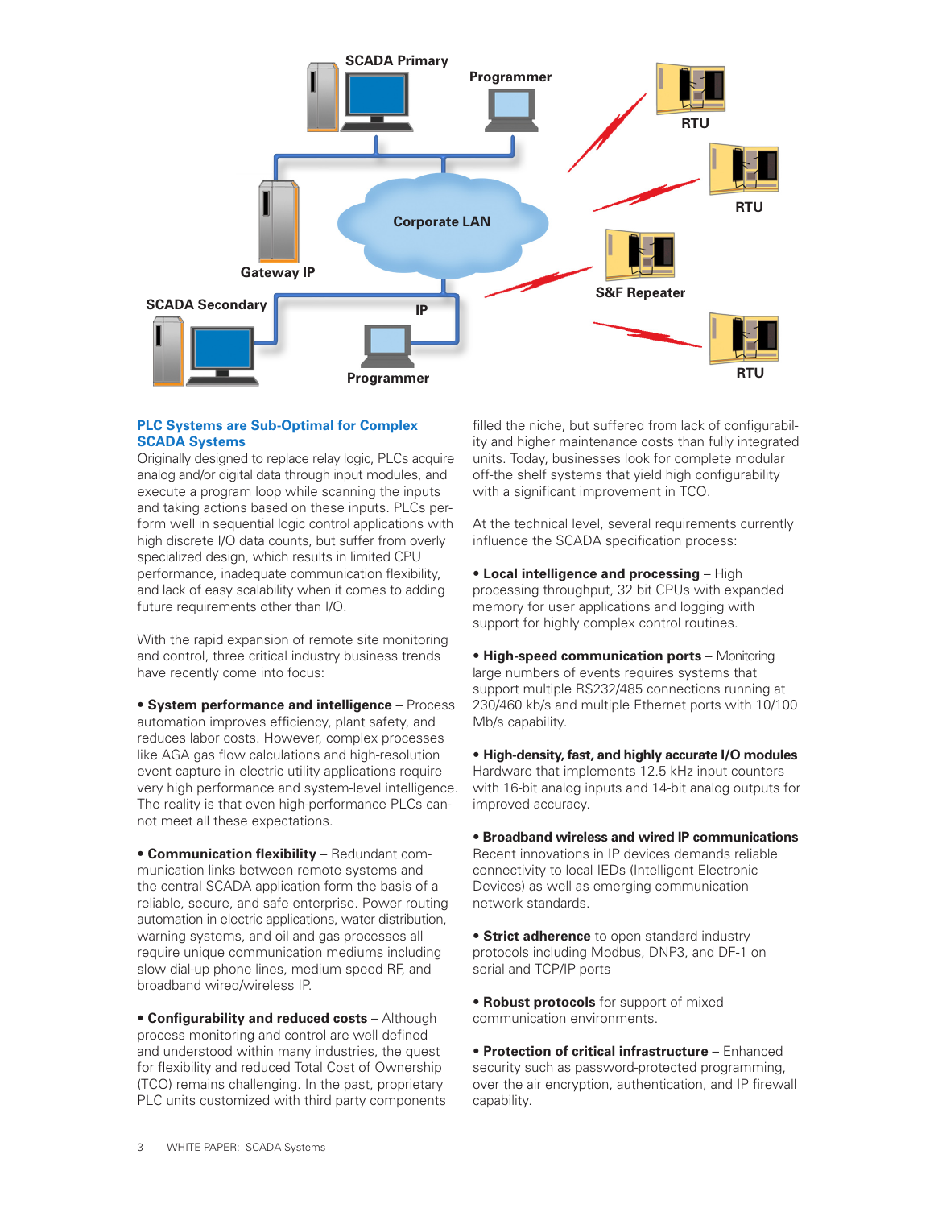## PLC Systems are Sub-Optimal for Complex SCADA Systems

Originally designed to replace relay logic, PLCs acquire analog and/or digital data through input modules, and execute a program loop while scanning the inputs and taking actions based on these inputs. PLCs perform well in sequential logic control applications with high discrete I/O data counts, but suffer from overly specialized design, which results in limited CPU performance, inadequate communication flexibility, and lack of easy scalability when it comes to adding future requirements other than I/O.

With the rapid expansion of remote site monitoring and control, three critical industry business trends have recently come into focus:

- **System performance and intelligence** – Process automation improves efficiency, plant safety, and reduces labor costs. However, complex processes like AGA gas flow calculations and high-resolution event capture in electric utility applications require very high performance and system-level intelligence. The reality is that even high-performance PLCs cannot meet all these expectations.

- **Communication flexibility** – Redundant communication links between remote systems and the central SCADA application form the basis of a reliable, secure, and safe enterprise. Power routing automation in electric applications, water distribution, warning systems, and oil and gas processes all require unique communication mediums including slow dial-up phone lines, medium speed RF, and broadband wired/wireless IP.

- **Configurability and reduced costs** – Although process monitoring and control are well defined and understood within many industries, the quest for flexibility and reduced Total Cost of Ownership (TCO) remains challenging. In the past, proprietary PLC units customized with third party components filled the niche, but suffered from lack of configurability and higher maintenance costs than fully integrated units. Today, businesses look for complete modular off-the shelf systems that yield high configurability with a significant improvement in TCO.

At the technical level, several requirements currently influence the SCADA specification process:

- **Local intelligence and processing** – High processing throughput, 32 bit CPUs with expanded memory for user applications and logging with support for highly complex control routines.

- **High-speed communication ports** – Monitoring large numbers of events requires systems that support multiple RS232/485 connections running at 230/460 kb/s and multiple Ethernet ports with 10/100 Mb/s capability.

- **High-density, fast, and highly accurate I/O modules** Hardware that implements 12.5 kHz input counters with 16-bit analog inputs and 14-bit analog outputs for improved accuracy.

- **Broadband wireless and wired IP communications** Recent innovations in IP devices demands reliable connectivity to local IEDs (Intelligent Electronic Devices) as well as emerging communication network standards.

- **Strict adherence** to open standard industry protocols including Modbus, DNP3, and DF-1 on serial and TCP/IP ports

- **Robust protocols** for support of mixed communication environments.

- **Protection of critical infrastructure** – Enhanced security such as password-protected programming, over the air encryption, authentication, and IP firewall capability.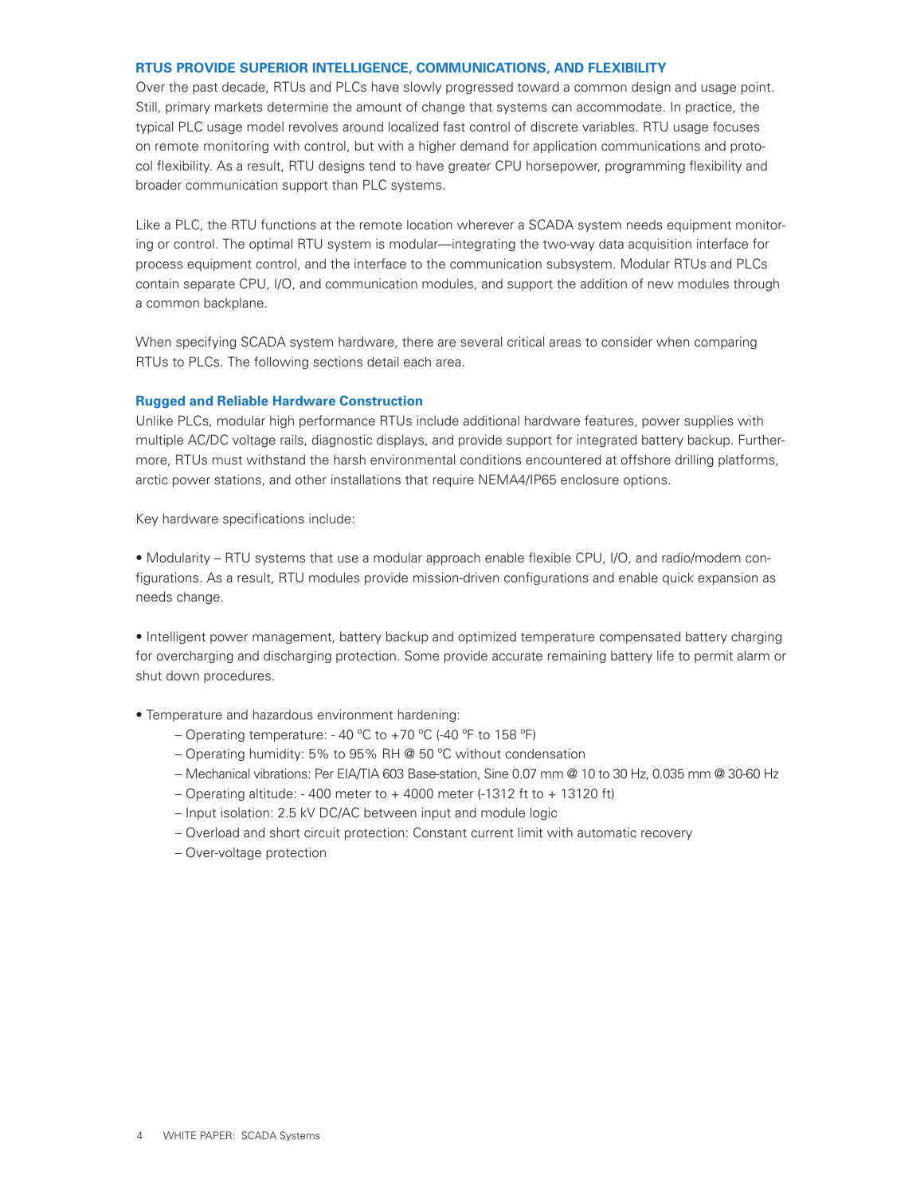## RTUS PROVIDE SUPERIOR INTELLIGENCE, COMMUNICATIONS, AND FLEXIBILITY

Over the past decade, RTUs and PLCs have slowly progressed toward a common design and usage point. Still, primary markets determine the amount of change that systems can accommodate. In practice, the typical PLC usage model revolves around localized fast control of discrete variables. RTU usage focuses on remote monitoring with control, but with a higher demand for application communications and protocol flexibility. As a result, RTU designs tend to have greater CPU horsepower, programming flexibility and broader communication support than PLC systems.

Like a PLC, the RTU functions at the remote location wherever a SCADA system needs equipment monitoring or control. The optimal RTU system is modular—integrating the two-way data acquisition interface for process equipment control, and the interface to the communication subsystem. Modular RTUs and PLCs contain separate CPU, I/O, and communication modules, and support the addition of new modules through a common backplane.

When specifying SCADA system hardware, there are several critical areas to consider when comparing RTUs to PLCs. The following sections detail each area.

### Rugged and Reliable Hardware Construction

Unlike PLCs, modular high performance RTUs include additional hardware features, power supplies with multiple AC/DC voltage rails, diagnostic displays, and provide support for integrated battery backup. Furthermore, RTUs must withstand the harsh environmental conditions encountered at offshore drilling platforms, arctic power stations, and other installations that require NEMA4/IP65 enclosure options.

Key hardware specifications include:

- Modularity – RTU systems that use a modular approach enable flexible CPU, I/O, and radio/modem configurations. As a result, RTU modules provide mission-driven configurations and enable quick expansion as needs change.

- Intelligent power management, battery backup and optimized temperature compensated battery charging for overcharging and discharging protection. Some provide accurate remaining battery life to permit alarm or shut down procedures.

- Temperature and hazardous environment hardening:
  - Operating temperature: - 40 ºC to +70 ºC (-40 ºF to 158 ºF)
  - Operating humidity: 5% to 95% RH @ 50 ºC without condensation
  - Mechanical vibrations: Per EIA/TIA 603 Base-station, Sine 0.07 mm @ 10 to 30 Hz, 0.035 mm @ 30-60 Hz
  - Operating altitude: - 400 meter to + 4000 meter (-1312 ft to + 13120 ft)
  - Input isolation: 2.5 kV DC/AC between input and module logic
  - Overload and short circuit protection: Constant current limit with automatic recovery
  - Over-voltage protection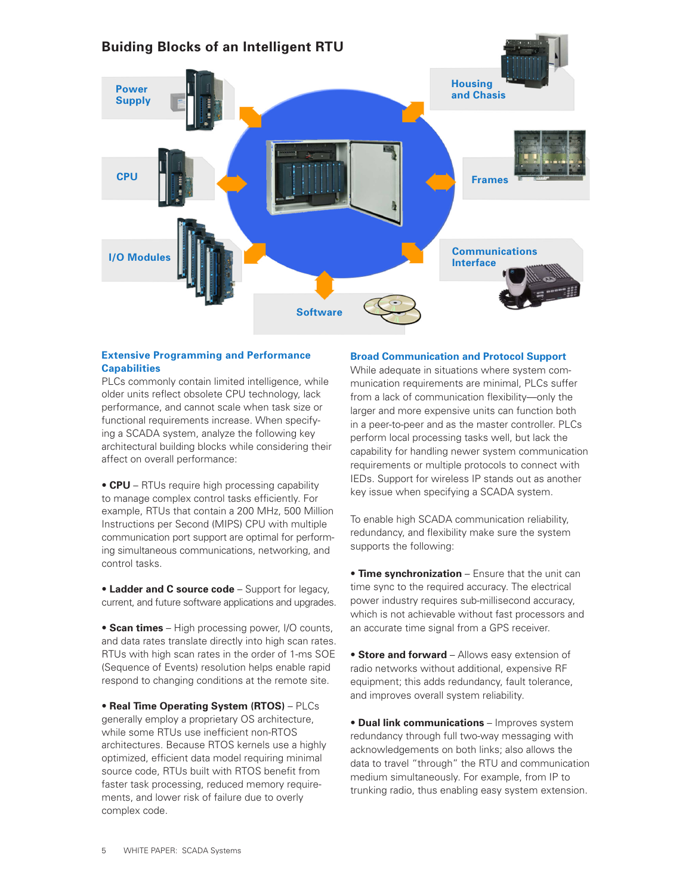## Buiding Blocks of an Intelligent RTU

Power Supply

CPU

I/O Modules

Software

Housing and Chasis

Frames

Communications Interface

### Extensive Programming and Performance Capabilities

PLCs commonly contain limited intelligence, while older units reflect obsolete CPU technology, lack performance, and cannot scale when task size or functional requirements increase. When specifying a SCADA system, analyze the following key architectural building blocks while considering their affect on overall performance:

- **CPU** – RTUs require high processing capability to manage complex control tasks efficiently. For example, RTUs that contain a 200 MHz, 500 Million Instructions per Second (MIPS) CPU with multiple communication port support are optimal for performing simultaneous communications, networking, and control tasks.

- **Ladder and C source code** – Support for legacy, current, and future software applications and upgrades.

- **Scan times** – High processing power, I/O counts, and data rates translate directly into high scan rates. RTUs with high scan rates in the order of 1-ms SOE (Sequence of Events) resolution helps enable rapid respond to changing conditions at the remote site.

- **Real Time Operating System (RTOS)** – PLCs generally employ a proprietary OS architecture, while some RTUs use inefficient non-RTOS architectures. Because RTOS kernels use a highly optimized, efficient data model requiring minimal source code, RTUs built with RTOS benefit from faster task processing, reduced memory requirements, and lower risk of failure due to overly complex code.

### Broad Communication and Protocol Support

While adequate in situations where system communication requirements are minimal, PLCs suffer from a lack of communication flexibility—only the larger and more expensive units can function both in a peer-to-peer and as the master controller. PLCs perform local processing tasks well, but lack the capability for handling newer system communication requirements or multiple protocols to connect with IEDs. Support for wireless IP stands out as another key issue when specifying a SCADA system.

To enable high SCADA communication reliability, redundancy, and flexibility make sure the system supports the following:

- **Time synchronization** – Ensure that the unit can time sync to the required accuracy. The electrical power industry requires sub-millisecond accuracy, which is not achievable without fast processors and an accurate time signal from a GPS receiver.

- **Store and forward** – Allows easy extension of radio networks without additional, expensive RF equipment; this adds redundancy, fault tolerance, and improves overall system reliability.

- **Dual link communications** – Improves system redundancy through full two-way messaging with acknowledgements on both links; also allows the data to travel "through" the RTU and communication medium simultaneously. For example, from IP to trunking radio, thus enabling easy system extension.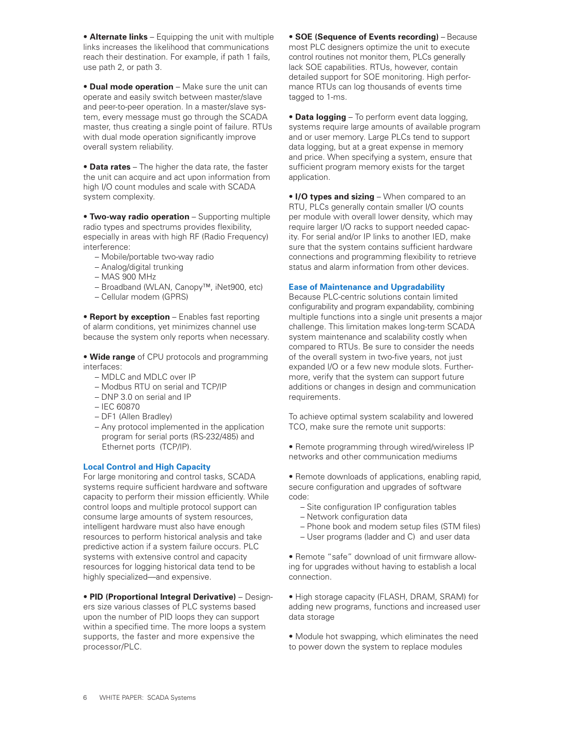- **Alternate links** – Equipping the unit with multiple links increases the likelihood that communications reach their destination. For example, if path 1 fails, use path 2, or path 3.

- **Dual mode operation** – Make sure the unit can operate and easily switch between master/slave and peer-to-peer operation. In a master/slave system, every message must go through the SCADA master, thus creating a single point of failure. RTUs with dual mode operation significantly improve overall system reliability.

- **Data rates** – The higher the data rate, the faster the unit can acquire and act upon information from high I/O count modules and scale with SCADA system complexity.

- **Two-way radio operation** – Supporting multiple radio types and spectrums provides flexibility, especially in areas with high RF (Radio Frequency) interference:
  - Mobile/portable two-way radio
  - Analog/digital trunking
  - MAS 900 MHz
  - Broadband (WLAN, Canopy™, iNet900, etc)
  - Cellular modem (GPRS)

- **Report by exception** – Enables fast reporting of alarm conditions, yet minimizes channel use because the system only reports when necessary.

- **Wide range** of CPU protocols and programming interfaces:
  - MDLC and MDLC over IP
  - Modbus RTU on serial and TCP/IP
  - DNP 3.0 on serial and IP
  - IEC 60870
  - DF1 (Allen Bradley)
  - Any protocol implemented in the application program for serial ports (RS-232/485) and Ethernet ports (TCP/IP).

### Local Control and High Capacity

For large monitoring and control tasks, SCADA systems require sufficient hardware and software capacity to perform their mission efficiently. While control loops and multiple protocol support can consume large amounts of system resources, intelligent hardware must also have enough resources to perform historical analysis and take predictive action if a system failure occurs. PLC systems with extensive control and capacity resources for logging historical data tend to be highly specialized—and expensive.

- **PID (Proportional Integral Derivative)** – Designers size various classes of PLC systems based upon the number of PID loops they can support within a specified time. The more loops a system supports, the faster and more expensive the processor/PLC.

- **SOE (Sequence of Events recording)** – Because most PLC designers optimize the unit to execute control routines not monitor them, PLCs generally lack SOE capabilities. RTUs, however, contain detailed support for SOE monitoring. High performance RTUs can log thousands of events time tagged to 1-ms.

- **Data logging** – To perform event data logging, systems require large amounts of available program and or user memory. Large PLCs tend to support data logging, but at a great expense in memory and price. When specifying a system, ensure that sufficient program memory exists for the target application.

- **I/O types and sizing** – When compared to an RTU, PLCs generally contain smaller I/O counts per module with overall lower density, which may require larger I/O racks to support needed capacity. For serial and/or IP links to another IED, make sure that the system contains sufficient hardware connections and programming flexibility to retrieve status and alarm information from other devices.

### Ease of Maintenance and Upgradability

Because PLC-centric solutions contain limited configurability and program expandability, combining multiple functions into a single unit presents a major challenge. This limitation makes long-term SCADA system maintenance and scalability costly when compared to RTUs. Be sure to consider the needs of the overall system in two-five years, not just expanded I/O or a few new module slots. Furthermore, verify that the system can support future additions or changes in design and communication requirements.

To achieve optimal system scalability and lowered TCO, make sure the remote unit supports:

- Remote programming through wired/wireless IP networks and other communication mediums

- Remote downloads of applications, enabling rapid, secure configuration and upgrades of software code:
  - Site configuration IP configuration tables
  - Network configuration data
  - Phone book and modem setup files (STM files)
  - User programs (ladder and C) and user data

- Remote "safe" download of unit firmware allowing for upgrades without having to establish a local connection.

- High storage capacity (FLASH, DRAM, SRAM) for adding new programs, functions and increased user data storage

- Module hot swapping, which eliminates the need to power down the system to replace modules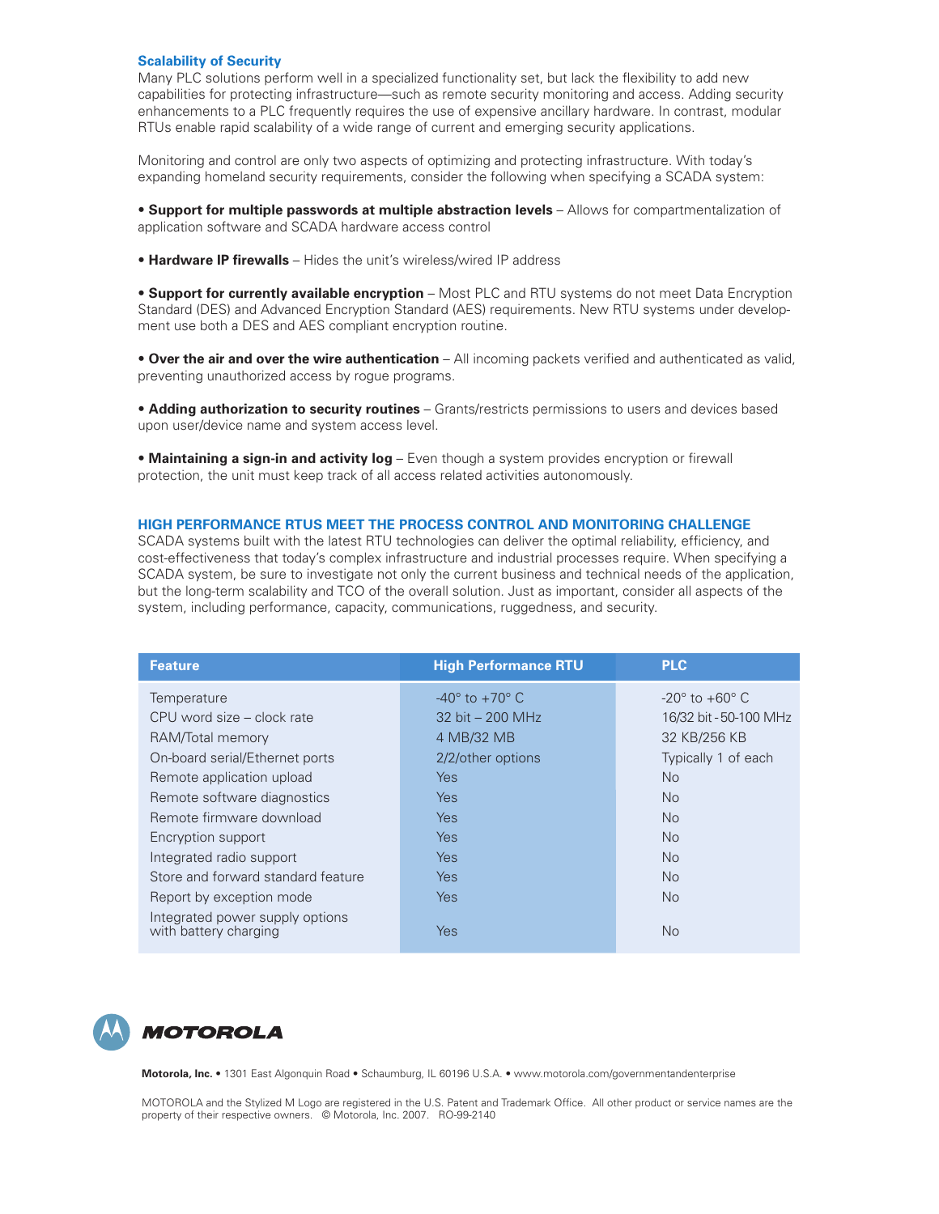### Scalability of Security

Many PLC solutions perform well in a specialized functionality set, but lack the flexibility to add new capabilities for protecting infrastructure—such as remote security monitoring and access. Adding security enhancements to a PLC frequently requires the use of expensive ancillary hardware. In contrast, modular RTUs enable rapid scalability of a wide range of current and emerging security applications.

Monitoring and control are only two aspects of optimizing and protecting infrastructure. With today's expanding homeland security requirements, consider the following when specifying a SCADA system:

- **Support for multiple passwords at multiple abstraction levels** – Allows for compartmentalization of application software and SCADA hardware access control
- **Hardware IP firewalls** – Hides the unit's wireless/wired IP address
- **Support for currently available encryption** – Most PLC and RTU systems do not meet Data Encryption Standard (DES) and Advanced Encryption Standard (AES) requirements. New RTU systems under development use both a DES and AES compliant encryption routine.
- **Over the air and over the wire authentication** – All incoming packets verified and authenticated as valid, preventing unauthorized access by rogue programs.
- **Adding authorization to security routines** – Grants/restricts permissions to users and devices based upon user/device name and system access level.
- **Maintaining a sign-in and activity log** – Even though a system provides encryption or firewall protection, the unit must keep track of all access related activities autonomously.

## HIGH PERFORMANCE RTUS MEET THE PROCESS CONTROL AND MONITORING CHALLENGE

SCADA systems built with the latest RTU technologies can deliver the optimal reliability, efficiency, and cost-effectiveness that today's complex infrastructure and industrial processes require. When specifying a SCADA system, be sure to investigate not only the current business and technical needs of the application, but the long-term scalability and TCO of the overall solution. Just as important, consider all aspects of the system, including performance, capacity, communications, ruggedness, and security.

| Feature | High Performance RTU | PLC |
|---|---|---|
| Temperature | -40° to +70° C | -20° to +60° C |
| CPU word size – clock rate | 32 bit – 200 MHz | 16/32 bit - 50-100 MHz |
| RAM/Total memory | 4 MB/32 MB | 32 KB/256 KB |
| On-board serial/Ethernet ports | 2/2/other options | Typically 1 of each |
| Remote application upload | Yes | No |
| Remote software diagnostics | Yes | No |
| Remote firmware download | Yes | No |
| Encryption support | Yes | No |
| Integrated radio support | Yes | No |
| Store and forward standard feature | Yes | No |
| Report by exception mode | Yes | No |
| Integrated power supply options with battery charging | Yes | No |

**MOTOROLA**

**Motorola, Inc.** • 1301 East Algonquin Road • Schaumburg, IL 60196 U.S.A. • www.motorola.com/governmentandenterprise

MOTOROLA and the Stylized M Logo are registered in the U.S. Patent and Trademark Office. All other product or service names are the property of their respective owners. © Motorola, Inc. 2007. RO-99-2140